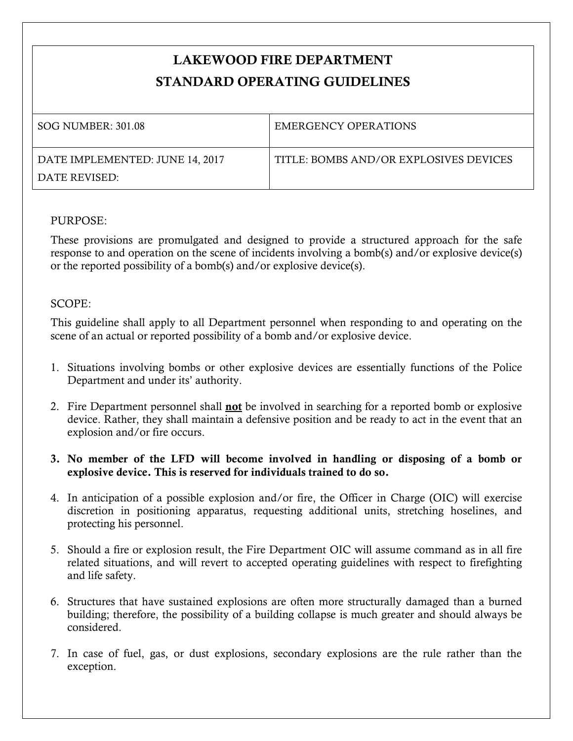# LAKEWOOD FIRE DEPARTMENT
# STANDARD OPERATING GUIDELINES

| SOG NUMBER: 301.08 | EMERGENCY OPERATIONS |
|---|---|
| DATE IMPLEMENTED: JUNE 14, 2017<br>DATE REVISED: | TITLE: BOMBS AND/OR EXPLOSIVES DEVICES |

PURPOSE:

These provisions are promulgated and designed to provide a structured approach for the safe response to and operation on the scene of incidents involving a bomb(s) and/or explosive device(s) or the reported possibility of a bomb(s) and/or explosive device(s).

SCOPE:

This guideline shall apply to all Department personnel when responding to and operating on the scene of an actual or reported possibility of a bomb and/or explosive device.

1. Situations involving bombs or other explosive devices are essentially functions of the Police Department and under its' authority.
2. Fire Department personnel shall **not** be involved in searching for a reported bomb or explosive device. Rather, they shall maintain a defensive position and be ready to act in the event that an explosion and/or fire occurs.
3. **No member of the LFD will become involved in handling or disposing of a bomb or explosive device. This is reserved for individuals trained to do so.**
4. In anticipation of a possible explosion and/or fire, the Officer in Charge (OIC) will exercise discretion in positioning apparatus, requesting additional units, stretching hoselines, and protecting his personnel.
5. Should a fire or explosion result, the Fire Department OIC will assume command as in all fire related situations, and will revert to accepted operating guidelines with respect to firefighting and life safety.
6. Structures that have sustained explosions are often more structurally damaged than a burned building; therefore, the possibility of a building collapse is much greater and should always be considered.
7. In case of fuel, gas, or dust explosions, secondary explosions are the rule rather than the exception.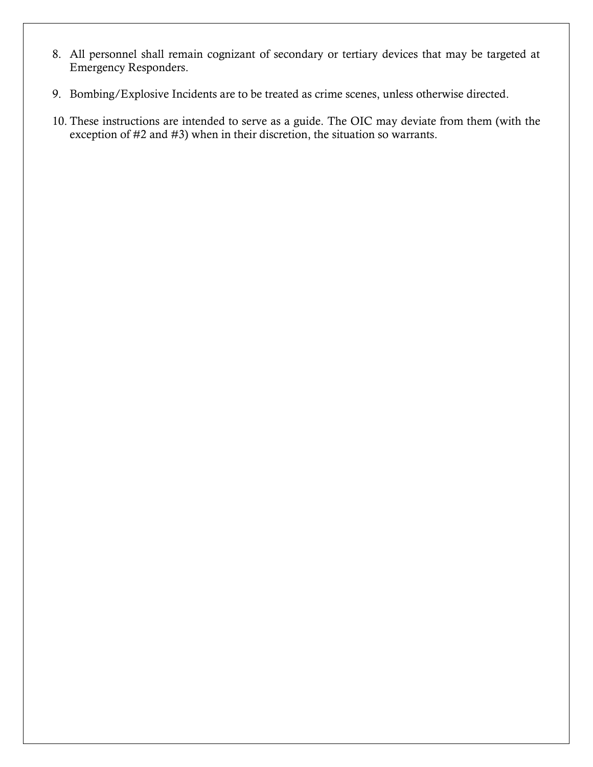8. All personnel shall remain cognizant of secondary or tertiary devices that may be targeted at Emergency Responders.

9. Bombing/Explosive Incidents are to be treated as crime scenes, unless otherwise directed.

10. These instructions are intended to serve as a guide. The OIC may deviate from them (with the exception of #2 and #3) when in their discretion, the situation so warrants.